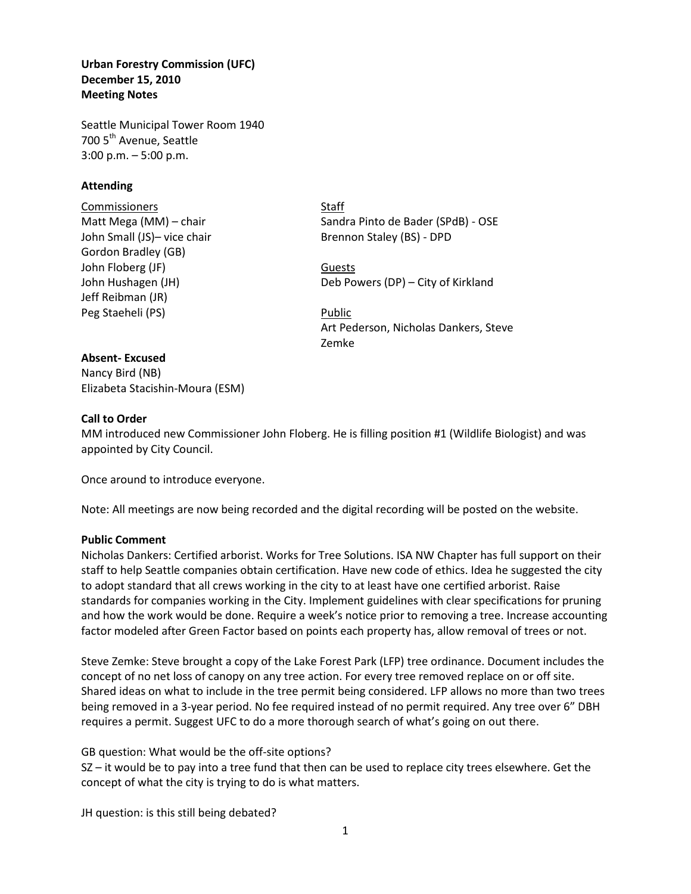**Urban Forestry Commission (UFC)**
**December 15, 2010**
**Meeting Notes**

Seattle Municipal Tower Room 1940
700 5th Avenue, Seattle
3:00 p.m. – 5:00 p.m.

**Attending**

Commissioners
Matt Mega (MM) – chair
John Small (JS)– vice chair
Gordon Bradley (GB)
John Floberg (JF)
John Hushagen (JH)
Jeff Reibman (JR)
Peg Staeheli (PS)

Staff
Sandra Pinto de Bader (SPdB) - OSE
Brennon Staley (BS) - DPD

Guests
Deb Powers (DP) – City of Kirkland

Public
Art Pederson, Nicholas Dankers, Steve Zemke

**Absent- Excused**
Nancy Bird (NB)
Elizabeta Stacishin-Moura (ESM)

**Call to Order**
MM introduced new Commissioner John Floberg. He is filling position #1 (Wildlife Biologist) and was appointed by City Council.

Once around to introduce everyone.

Note: All meetings are now being recorded and the digital recording will be posted on the website.

**Public Comment**
Nicholas Dankers: Certified arborist. Works for Tree Solutions. ISA NW Chapter has full support on their staff to help Seattle companies obtain certification. Have new code of ethics. Idea he suggested the city to adopt standard that all crews working in the city to at least have one certified arborist. Raise standards for companies working in the City. Implement guidelines with clear specifications for pruning and how the work would be done. Require a week's notice prior to removing a tree. Increase accounting factor modeled after Green Factor based on points each property has, allow removal of trees or not.

Steve Zemke: Steve brought a copy of the Lake Forest Park (LFP) tree ordinance. Document includes the concept of no net loss of canopy on any tree action. For every tree removed replace on or off site. Shared ideas on what to include in the tree permit being considered. LFP allows no more than two trees being removed in a 3-year period. No fee required instead of no permit required. Any tree over 6" DBH requires a permit. Suggest UFC to do a more thorough search of what's going on out there.

GB question: What would be the off-site options?
SZ – it would be to pay into a tree fund that then can be used to replace city trees elsewhere. Get the concept of what the city is trying to do is what matters.

JH question: is this still being debated?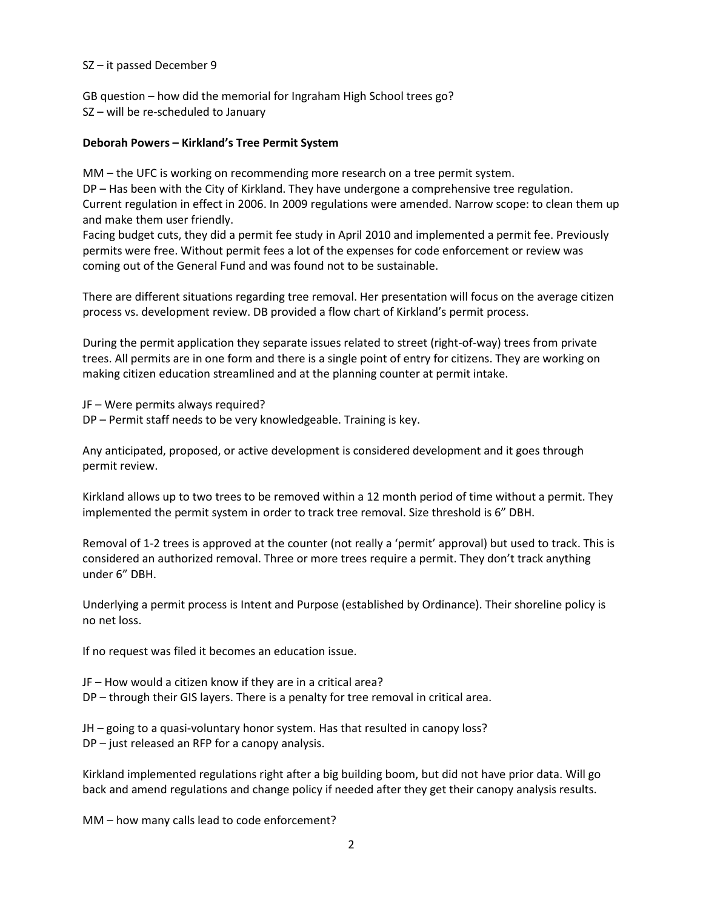SZ – it passed December 9

GB question – how did the memorial for Ingraham High School trees go?
SZ – will be re-scheduled to January

**Deborah Powers – Kirkland's Tree Permit System**

MM – the UFC is working on recommending more research on a tree permit system.
DP – Has been with the City of Kirkland. They have undergone a comprehensive tree regulation. Current regulation in effect in 2006. In 2009 regulations were amended. Narrow scope: to clean them up and make them user friendly.
Facing budget cuts, they did a permit fee study in April 2010 and implemented a permit fee. Previously permits were free. Without permit fees a lot of the expenses for code enforcement or review was coming out of the General Fund and was found not to be sustainable.

There are different situations regarding tree removal. Her presentation will focus on the average citizen process vs. development review. DB provided a flow chart of Kirkland's permit process.

During the permit application they separate issues related to street (right-of-way) trees from private trees. All permits are in one form and there is a single point of entry for citizens. They are working on making citizen education streamlined and at the planning counter at permit intake.

JF – Were permits always required?
DP – Permit staff needs to be very knowledgeable. Training is key.

Any anticipated, proposed, or active development is considered development and it goes through permit review.

Kirkland allows up to two trees to be removed within a 12 month period of time without a permit. They implemented the permit system in order to track tree removal. Size threshold is 6" DBH.

Removal of 1-2 trees is approved at the counter (not really a 'permit' approval) but used to track. This is considered an authorized removal. Three or more trees require a permit. They don't track anything under 6" DBH.

Underlying a permit process is Intent and Purpose (established by Ordinance). Their shoreline policy is no net loss.

If no request was filed it becomes an education issue.

JF – How would a citizen know if they are in a critical area?
DP – through their GIS layers. There is a penalty for tree removal in critical area.

JH – going to a quasi-voluntary honor system. Has that resulted in canopy loss?
DP – just released an RFP for a canopy analysis.

Kirkland implemented regulations right after a big building boom, but did not have prior data. Will go back and amend regulations and change policy if needed after they get their canopy analysis results.

MM – how many calls lead to code enforcement?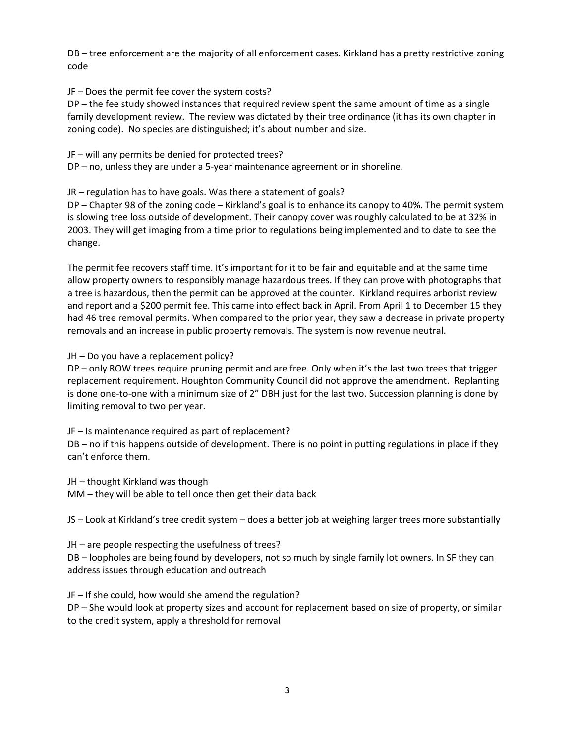DB – tree enforcement are the majority of all enforcement cases. Kirkland has a pretty restrictive zoning code

JF – Does the permit fee cover the system costs?
DP – the fee study showed instances that required review spent the same amount of time as a single family development review. The review was dictated by their tree ordinance (it has its own chapter in zoning code). No species are distinguished; it's about number and size.

JF – will any permits be denied for protected trees?
DP – no, unless they are under a 5-year maintenance agreement or in shoreline.

JR – regulation has to have goals. Was there a statement of goals?
DP – Chapter 98 of the zoning code – Kirkland's goal is to enhance its canopy to 40%. The permit system is slowing tree loss outside of development. Their canopy cover was roughly calculated to be at 32% in 2003. They will get imaging from a time prior to regulations being implemented and to date to see the change.

The permit fee recovers staff time. It's important for it to be fair and equitable and at the same time allow property owners to responsibly manage hazardous trees. If they can prove with photographs that a tree is hazardous, then the permit can be approved at the counter. Kirkland requires arborist review and report and a $200 permit fee. This came into effect back in April. From April 1 to December 15 they had 46 tree removal permits. When compared to the prior year, they saw a decrease in private property removals and an increase in public property removals. The system is now revenue neutral.

JH – Do you have a replacement policy?
DP – only ROW trees require pruning permit and are free. Only when it's the last two trees that trigger replacement requirement. Houghton Community Council did not approve the amendment. Replanting is done one-to-one with a minimum size of 2" DBH just for the last two. Succession planning is done by limiting removal to two per year.

JF – Is maintenance required as part of replacement?
DB – no if this happens outside of development. There is no point in putting regulations in place if they can't enforce them.

JH – thought Kirkland was though
MM – they will be able to tell once then get their data back

JS – Look at Kirkland's tree credit system – does a better job at weighing larger trees more substantially

JH – are people respecting the usefulness of trees?
DB – loopholes are being found by developers, not so much by single family lot owners. In SF they can address issues through education and outreach

JF – If she could, how would she amend the regulation?
DP – She would look at property sizes and account for replacement based on size of property, or similar to the credit system, apply a threshold for removal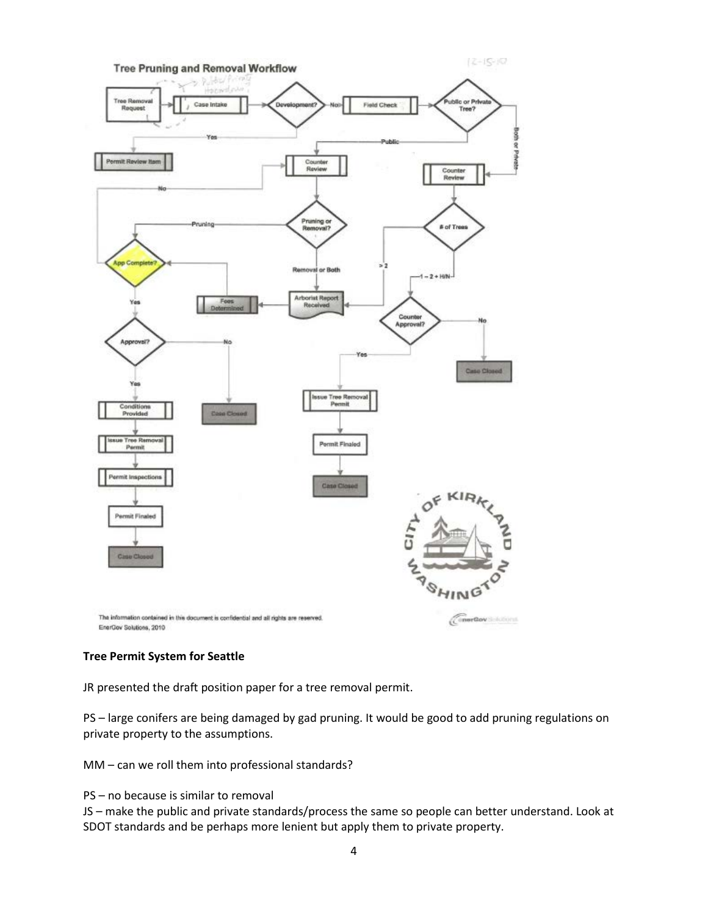**Tree Pruning and Removal Workflow**

12-15-10

The information contained in this document is confidential and all rights are reserved.
EnerGov Solutions, 2010

**Tree Permit System for Seattle**

JR presented the draft position paper for a tree removal permit.

PS – large conifers are being damaged by gad pruning. It would be good to add pruning regulations on private property to the assumptions.

MM – can we roll them into professional standards?

PS – no because is similar to removal
JS – make the public and private standards/process the same so people can better understand. Look at SDOT standards and be perhaps more lenient but apply them to private property.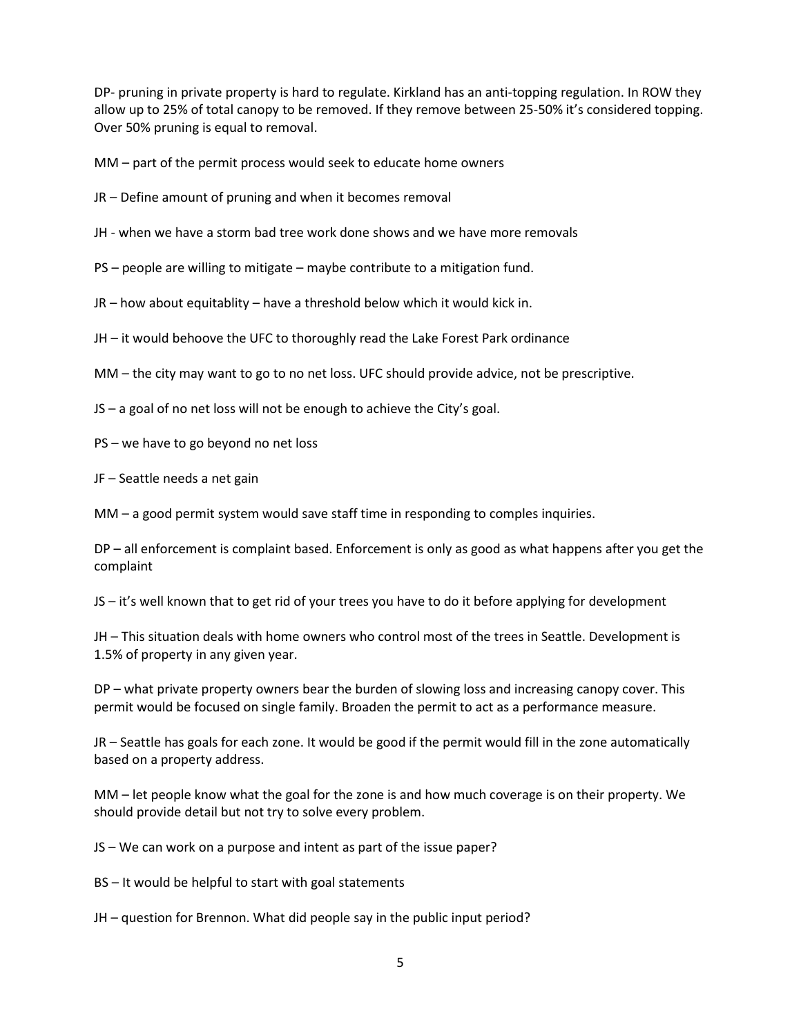DP- pruning in private property is hard to regulate. Kirkland has an anti-topping regulation. In ROW they allow up to 25% of total canopy to be removed. If they remove between 25-50% it's considered topping. Over 50% pruning is equal to removal.

MM – part of the permit process would seek to educate home owners

JR – Define amount of pruning and when it becomes removal

JH - when we have a storm bad tree work done shows and we have more removals

PS – people are willing to mitigate – maybe contribute to a mitigation fund.

JR – how about equitablity – have a threshold below which it would kick in.

JH – it would behoove the UFC to thoroughly read the Lake Forest Park ordinance

MM – the city may want to go to no net loss. UFC should provide advice, not be prescriptive.

JS – a goal of no net loss will not be enough to achieve the City's goal.

PS – we have to go beyond no net loss

JF – Seattle needs a net gain

MM – a good permit system would save staff time in responding to comples inquiries.

DP – all enforcement is complaint based. Enforcement is only as good as what happens after you get the complaint

JS – it's well known that to get rid of your trees you have to do it before applying for development

JH – This situation deals with home owners who control most of the trees in Seattle. Development is 1.5% of property in any given year.

DP – what private property owners bear the burden of slowing loss and increasing canopy cover. This permit would be focused on single family. Broaden the permit to act as a performance measure.

JR – Seattle has goals for each zone. It would be good if the permit would fill in the zone automatically based on a property address.

MM – let people know what the goal for the zone is and how much coverage is on their property. We should provide detail but not try to solve every problem.

JS – We can work on a purpose and intent as part of the issue paper?

BS – It would be helpful to start with goal statements

JH – question for Brennon. What did people say in the public input period?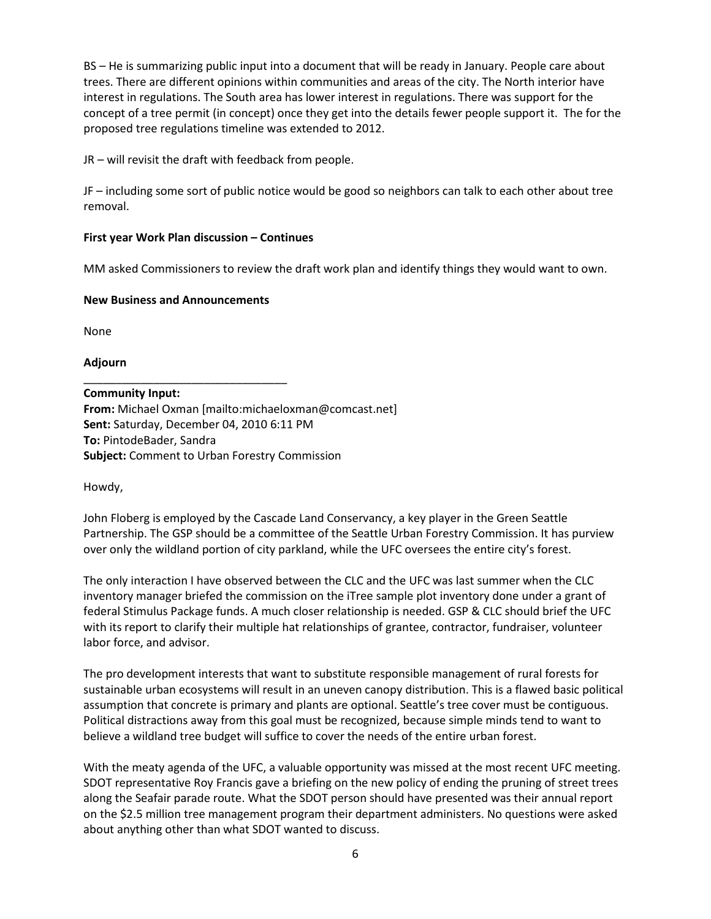BS – He is summarizing public input into a document that will be ready in January. People care about trees. There are different opinions within communities and areas of the city. The North interior have interest in regulations. The South area has lower interest in regulations. There was support for the concept of a tree permit (in concept) once they get into the details fewer people support it. The for the proposed tree regulations timeline was extended to 2012.

JR – will revisit the draft with feedback from people.

JF – including some sort of public notice would be good so neighbors can talk to each other about tree removal.

**First year Work Plan discussion – Continues**

MM asked Commissioners to review the draft work plan and identify things they would want to own.

**New Business and Announcements**

None

**Adjourn**

---

**Community Input:**
**From:** Michael Oxman [mailto:michaeloxman@comcast.net]
**Sent:** Saturday, December 04, 2010 6:11 PM
**To:** PintodeBader, Sandra
**Subject:** Comment to Urban Forestry Commission

Howdy,

John Floberg is employed by the Cascade Land Conservancy, a key player in the Green Seattle Partnership. The GSP should be a committee of the Seattle Urban Forestry Commission. It has purview over only the wildland portion of city parkland, while the UFC oversees the entire city's forest.

The only interaction I have observed between the CLC and the UFC was last summer when the CLC inventory manager briefed the commission on the iTree sample plot inventory done under a grant of federal Stimulus Package funds. A much closer relationship is needed. GSP & CLC should brief the UFC with its report to clarify their multiple hat relationships of grantee, contractor, fundraiser, volunteer labor force, and advisor.

The pro development interests that want to substitute responsible management of rural forests for sustainable urban ecosystems will result in an uneven canopy distribution. This is a flawed basic political assumption that concrete is primary and plants are optional. Seattle's tree cover must be contiguous. Political distractions away from this goal must be recognized, because simple minds tend to want to believe a wildland tree budget will suffice to cover the needs of the entire urban forest.

With the meaty agenda of the UFC, a valuable opportunity was missed at the most recent UFC meeting. SDOT representative Roy Francis gave a briefing on the new policy of ending the pruning of street trees along the Seafair parade route. What the SDOT person should have presented was their annual report on the $2.5 million tree management program their department administers. No questions were asked about anything other than what SDOT wanted to discuss.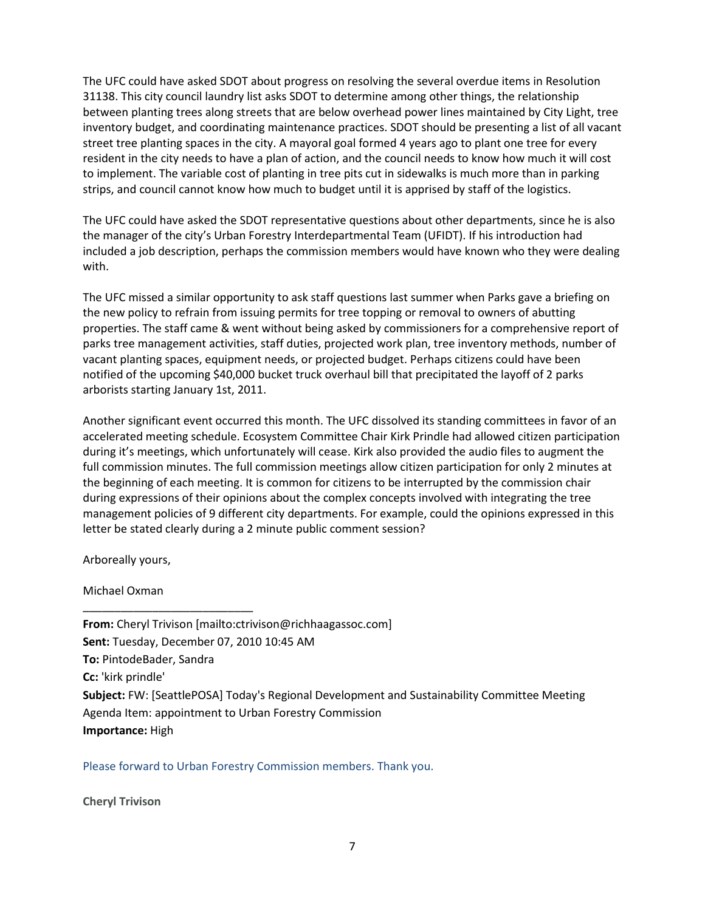The UFC could have asked SDOT about progress on resolving the several overdue items in Resolution 31138. This city council laundry list asks SDOT to determine among other things, the relationship between planting trees along streets that are below overhead power lines maintained by City Light, tree inventory budget, and coordinating maintenance practices. SDOT should be presenting a list of all vacant street tree planting spaces in the city. A mayoral goal formed 4 years ago to plant one tree for every resident in the city needs to have a plan of action, and the council needs to know how much it will cost to implement. The variable cost of planting in tree pits cut in sidewalks is much more than in parking strips, and council cannot know how much to budget until it is apprised by staff of the logistics.

The UFC could have asked the SDOT representative questions about other departments, since he is also the manager of the city's Urban Forestry Interdepartmental Team (UFIDT). If his introduction had included a job description, perhaps the commission members would have known who they were dealing with.

The UFC missed a similar opportunity to ask staff questions last summer when Parks gave a briefing on the new policy to refrain from issuing permits for tree topping or removal to owners of abutting properties. The staff came & went without being asked by commissioners for a comprehensive report of parks tree management activities, staff duties, projected work plan, tree inventory methods, number of vacant planting spaces, equipment needs, or projected budget. Perhaps citizens could have been notified of the upcoming $40,000 bucket truck overhaul bill that precipitated the layoff of 2 parks arborists starting January 1st, 2011.

Another significant event occurred this month. The UFC dissolved its standing committees in favor of an accelerated meeting schedule. Ecosystem Committee Chair Kirk Prindle had allowed citizen participation during it's meetings, which unfortunately will cease. Kirk also provided the audio files to augment the full commission minutes. The full commission meetings allow citizen participation for only 2 minutes at the beginning of each meeting. It is common for citizens to be interrupted by the commission chair during expressions of their opinions about the complex concepts involved with integrating the tree management policies of 9 different city departments. For example, could the opinions expressed in this letter be stated clearly during a 2 minute public comment session?

Arboreally yours,

Michael Oxman

---

**From:** Cheryl Trivison [mailto:ctrivison@richhaagassoc.com]
**Sent:** Tuesday, December 07, 2010 10:45 AM
**To:** PintodeBader, Sandra
**Cc:** 'kirk prindle'
**Subject:** FW: [SeattlePOSA] Today's Regional Development and Sustainability Committee Meeting Agenda Item: appointment to Urban Forestry Commission
**Importance:** High

Please forward to Urban Forestry Commission members. Thank you.

**Cheryl Trivison**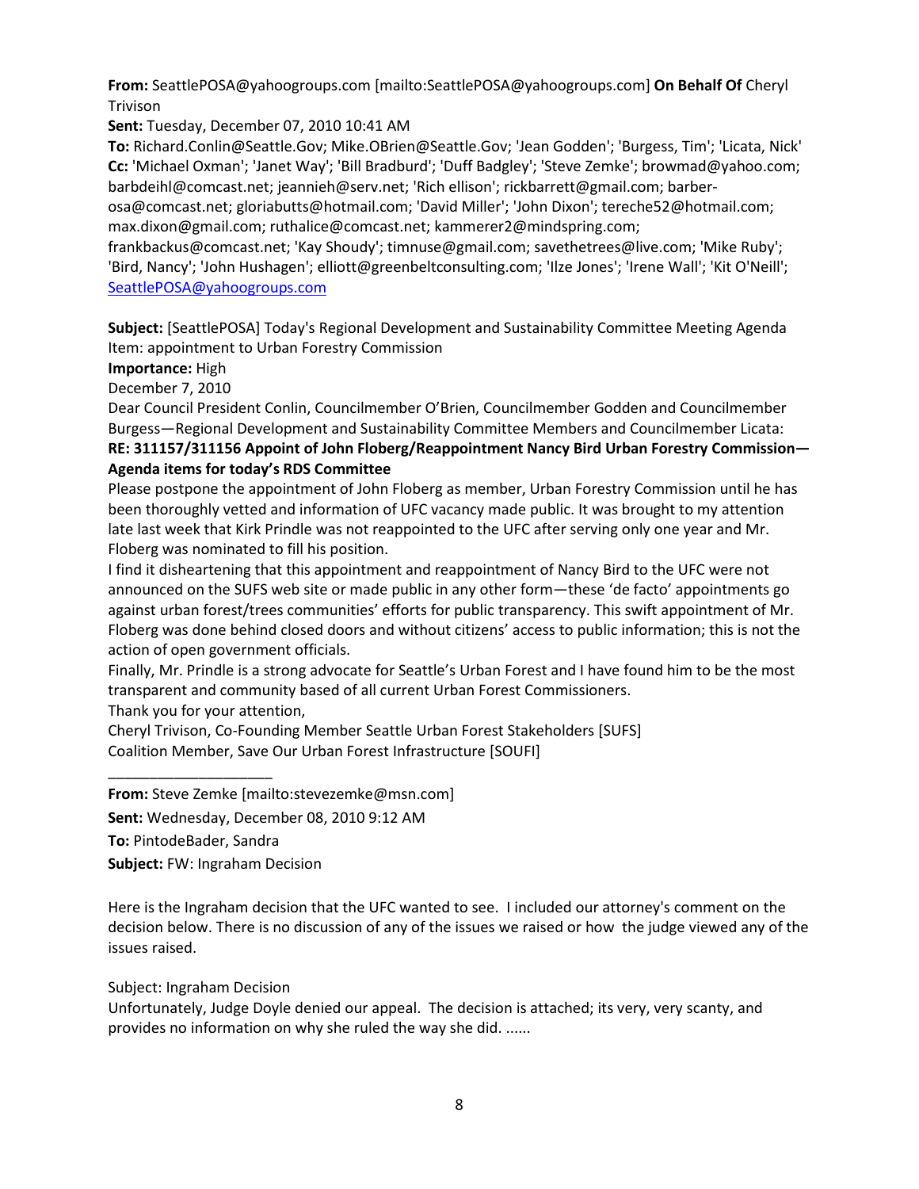**From:** SeattlePOSA@yahoogroups.com [mailto:SeattlePOSA@yahoogroups.com] **On Behalf Of** Cheryl Trivison
**Sent:** Tuesday, December 07, 2010 10:41 AM
**To:** Richard.Conlin@Seattle.Gov; Mike.OBrien@Seattle.Gov; 'Jean Godden'; 'Burgess, Tim'; 'Licata, Nick'
**Cc:** 'Michael Oxman'; 'Janet Way'; 'Bill Bradburd'; 'Duff Badgley'; 'Steve Zemke'; browmad@yahoo.com; barbdeihl@comcast.net; jeannieh@serv.net; 'Rich ellison'; rickbarrett@gmail.com; barber-osa@comcast.net; gloriabutts@hotmail.com; 'David Miller'; 'John Dixon'; tereche52@hotmail.com; max.dixon@gmail.com; ruthalice@comcast.net; kammerer2@mindspring.com; frankbackus@comcast.net; 'Kay Shoudy'; timnuse@gmail.com; savethetrees@live.com; 'Mike Ruby'; 'Bird, Nancy'; 'John Hushagen'; elliott@greenbeltconsulting.com; 'Ilze Jones'; 'Irene Wall'; 'Kit O'Neill'; SeattlePOSA@yahoogroups.com

**Subject:** [SeattlePOSA] Today's Regional Development and Sustainability Committee Meeting Agenda Item: appointment to Urban Forestry Commission
**Importance:** High

December 7, 2010

Dear Council President Conlin, Councilmember O'Brien, Councilmember Godden and Councilmember Burgess—Regional Development and Sustainability Committee Members and Councilmember Licata:

**RE: 311157/311156 Appoint of John Floberg/Reappointment Nancy Bird Urban Forestry Commission—Agenda items for today's RDS Committee**

Please postpone the appointment of John Floberg as member, Urban Forestry Commission until he has been thoroughly vetted and information of UFC vacancy made public. It was brought to my attention late last week that Kirk Prindle was not reappointed to the UFC after serving only one year and Mr. Floberg was nominated to fill his position.

I find it disheartening that this appointment and reappointment of Nancy Bird to the UFC were not announced on the SUFS web site or made public in any other form—these 'de facto' appointments go against urban forest/trees communities' efforts for public transparency. This swift appointment of Mr. Floberg was done behind closed doors and without citizens' access to public information; this is not the action of open government officials.

Finally, Mr. Prindle is a strong advocate for Seattle's Urban Forest and I have found him to be the most transparent and community based of all current Urban Forest Commissioners.

Thank you for your attention,

Cheryl Trivison, Co-Founding Member Seattle Urban Forest Stakeholders [SUFS]
Coalition Member, Save Our Urban Forest Infrastructure [SOUFI]

---

**From:** Steve Zemke [mailto:stevezemke@msn.com]

**Sent:** Wednesday, December 08, 2010 9:12 AM

**To:** PintodeBader, Sandra

**Subject:** FW: Ingraham Decision

Here is the Ingraham decision that the UFC wanted to see. I included our attorney's comment on the decision below. There is no discussion of any of the issues we raised or how the judge viewed any of the issues raised.

Subject: Ingraham Decision

Unfortunately, Judge Doyle denied our appeal. The decision is attached; its very, very scanty, and provides no information on why she ruled the way she did. ......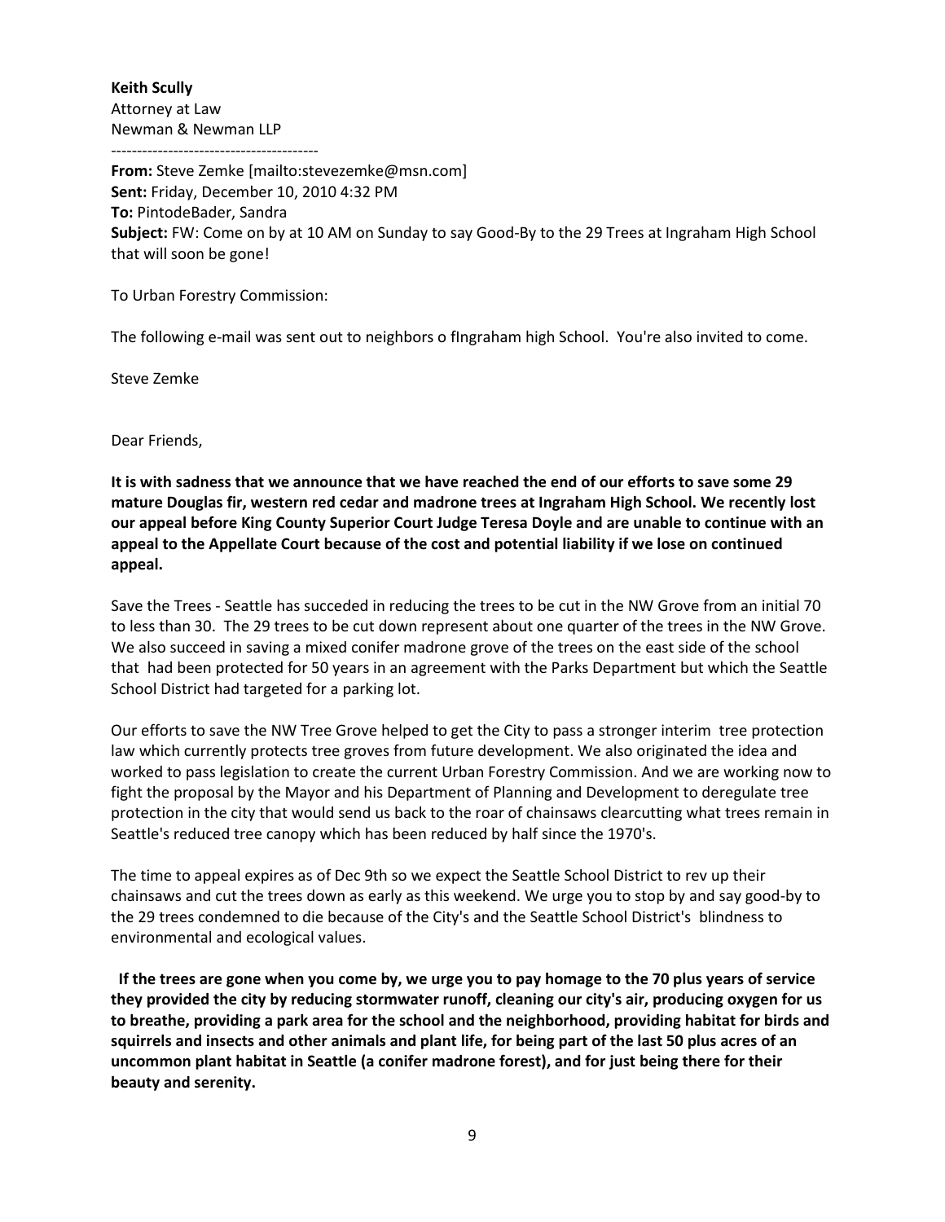**Keith Scully**
Attorney at Law
Newman & Newman LLP

----------------------------------------

**From:** Steve Zemke [mailto:stevezemke@msn.com]
**Sent:** Friday, December 10, 2010 4:32 PM
**To:** PintodeBader, Sandra
**Subject:** FW: Come on by at 10 AM on Sunday to say Good-By to the 29 Trees at Ingraham High School that will soon be gone!

To Urban Forestry Commission:

The following e-mail was sent out to neighbors o fIngraham high School. You're also invited to come.

Steve Zemke

Dear Friends,

**It is with sadness that we announce that we have reached the end of our efforts to save some 29 mature Douglas fir, western red cedar and madrone trees at Ingraham High School. We recently lost our appeal before King County Superior Court Judge Teresa Doyle and are unable to continue with an appeal to the Appellate Court because of the cost and potential liability if we lose on continued appeal.**

Save the Trees - Seattle has succeded in reducing the trees to be cut in the NW Grove from an initial 70 to less than 30. The 29 trees to be cut down represent about one quarter of the trees in the NW Grove. We also succeed in saving a mixed conifer madrone grove of the trees on the east side of the school that had been protected for 50 years in an agreement with the Parks Department but which the Seattle School District had targeted for a parking lot.

Our efforts to save the NW Tree Grove helped to get the City to pass a stronger interim tree protection law which currently protects tree groves from future development. We also originated the idea and worked to pass legislation to create the current Urban Forestry Commission. And we are working now to fight the proposal by the Mayor and his Department of Planning and Development to deregulate tree protection in the city that would send us back to the roar of chainsaws clearcutting what trees remain in Seattle's reduced tree canopy which has been reduced by half since the 1970's.

The time to appeal expires as of Dec 9th so we expect the Seattle School District to rev up their chainsaws and cut the trees down as early as this weekend. We urge you to stop by and say good-by to the 29 trees condemned to die because of the City's and the Seattle School District's blindness to environmental and ecological values.

**If the trees are gone when you come by, we urge you to pay homage to the 70 plus years of service they provided the city by reducing stormwater runoff, cleaning our city's air, producing oxygen for us to breathe, providing a park area for the school and the neighborhood, providing habitat for birds and squirrels and insects and other animals and plant life, for being part of the last 50 plus acres of an uncommon plant habitat in Seattle (a conifer madrone forest), and for just being there for their beauty and serenity.**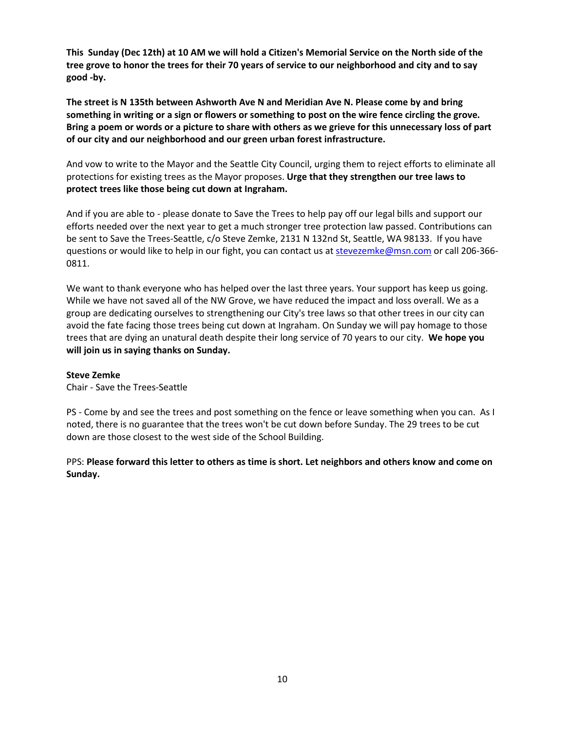**This Sunday (Dec 12th) at 10 AM we will hold a Citizen's Memorial Service on the North side of the tree grove to honor the trees for their 70 years of service to our neighborhood and city and to say good -by.**

**The street is N 135th between Ashworth Ave N and Meridian Ave N. Please come by and bring something in writing or a sign or flowers or something to post on the wire fence circling the grove. Bring a poem or words or a picture to share with others as we grieve for this unnecessary loss of part of our city and our neighborhood and our green urban forest infrastructure.**

And vow to write to the Mayor and the Seattle City Council, urging them to reject efforts to eliminate all protections for existing trees as the Mayor proposes. **Urge that they strengthen our tree laws to protect trees like those being cut down at Ingraham.**

And if you are able to - please donate to Save the Trees to help pay off our legal bills and support our efforts needed over the next year to get a much stronger tree protection law passed. Contributions can be sent to Save the Trees-Seattle, c/o Steve Zemke, 2131 N 132nd St, Seattle, WA 98133. If you have questions or would like to help in our fight, you can contact us at stevezemke@msn.com or call 206-366-0811.

We want to thank everyone who has helped over the last three years. Your support has keep us going. While we have not saved all of the NW Grove, we have reduced the impact and loss overall. We as a group are dedicating ourselves to strengthening our City's tree laws so that other trees in our city can avoid the fate facing those trees being cut down at Ingraham. On Sunday we will pay homage to those trees that are dying an unatural death despite their long service of 70 years to our city. **We hope you will join us in saying thanks on Sunday.**

**Steve Zemke**
Chair - Save the Trees-Seattle

PS - Come by and see the trees and post something on the fence or leave something when you can. As I noted, there is no guarantee that the trees won't be cut down before Sunday. The 29 trees to be cut down are those closest to the west side of the School Building.

PPS: **Please forward this letter to others as time is short. Let neighbors and others know and come on Sunday.**